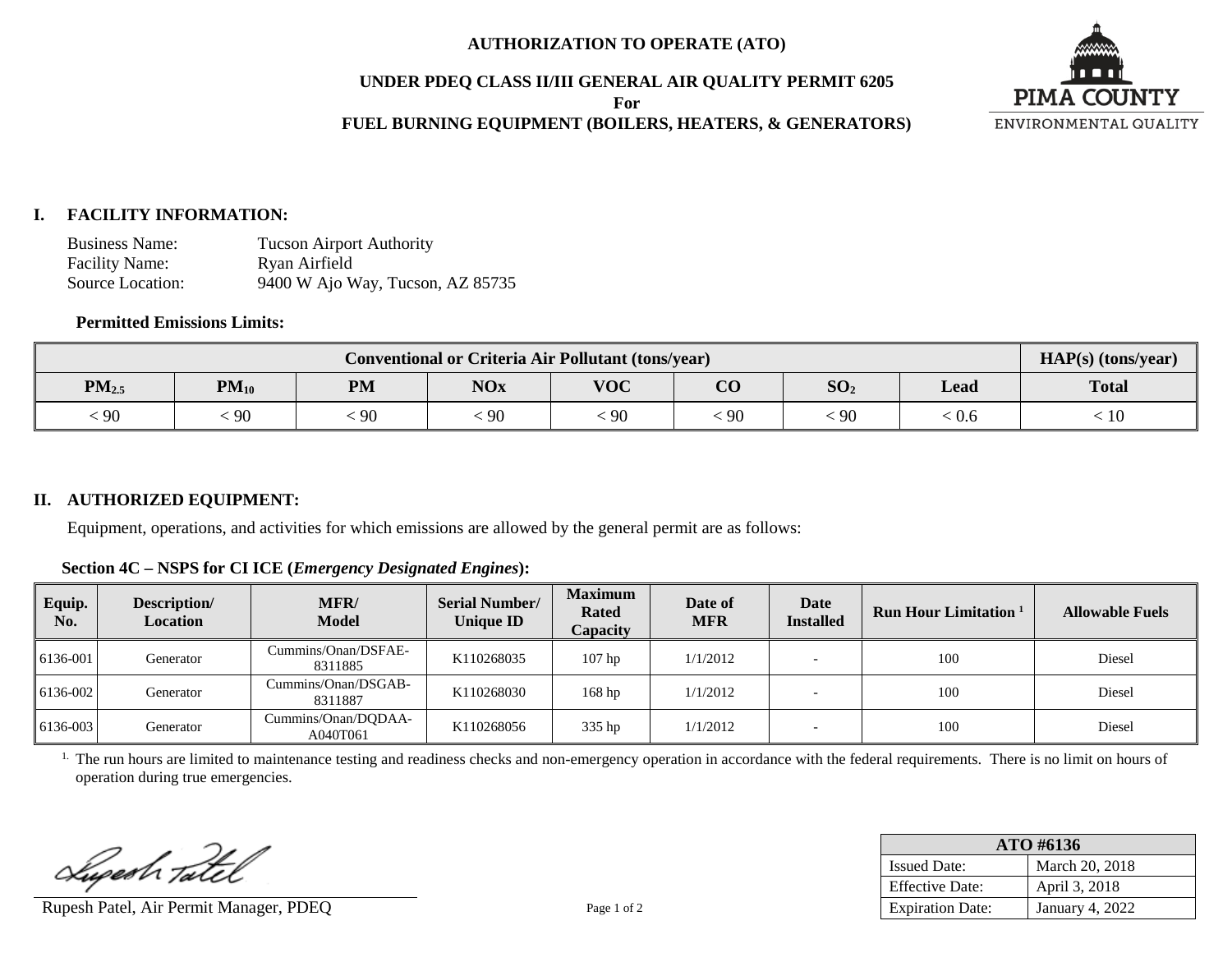**AUTHORIZATION TO OPERATE (ATO)**

**UNDER PDEQ CLASS II/III GENERAL AIR QUALITY PERMIT 6205**

**For**

**FUEL BURNING EQUIPMENT (BOILERS, HEATERS, & GENERATORS)**

PIMA COUNTY
ENVIRONMENTAL QUALITY

## I. FACILITY INFORMATION:

Business Name: Tucson Airport Authority
Facility Name: Ryan Airfield
Source Location: 9400 W Ajo Way, Tucson, AZ 85735

**Permitted Emissions Limits:**

| Conventional or Criteria Air Pollutant (tons/year) | | | | | | | | HAP(s) (tons/year) |
|---|---|---|---|---|---|---|---|---|
| $PM_{2.5}$ | $PM_{10}$ | PM | NOx | VOC | CO | $SO_2$ | Lead | Total |
| < 90 | < 90 | < 90 | < 90 | < 90 | < 90 | < 90 | < 0.6 | < 10 |

## II. AUTHORIZED EQUIPMENT:

Equipment, operations, and activities for which emissions are allowed by the general permit are as follows:

**Section 4C – NSPS for CI ICE (*Emergency Designated Engines*):**

| Equip. No. | Description/ Location | MFR/ Model | Serial Number/ Unique ID | Maximum Rated Capacity | Date of MFR | Date Installed | Run Hour Limitation [1] | Allowable Fuels |
|---|---|---|---|---|---|---|---|---|
| 6136-001 | Generator | Cummins/Onan/DSFAE-8311885 | K110268035 | 107 hp | 1/1/2012 | - | 100 | Diesel |
| 6136-002 | Generator | Cummins/Onan/DSGAB-8311887 | K110268030 | 168 hp | 1/1/2012 | - | 100 | Diesel |
| 6136-003 | Generator | Cummins/Onan/DQDAA-A040T061 | K110268056 | 335 hp | 1/1/2012 | - | 100 | Diesel |

[1.] The run hours are limited to maintenance testing and readiness checks and non-emergency operation in accordance with the federal requirements. There is no limit on hours of operation during true emergencies.

Rupesh Patel, Air Permit Manager, PDEQ

| ATO #6136 | |
|---|---|
| Issued Date: | March 20, 2018 |
| Effective Date: | April 3, 2018 |
| Expiration Date: | January 4, 2022 |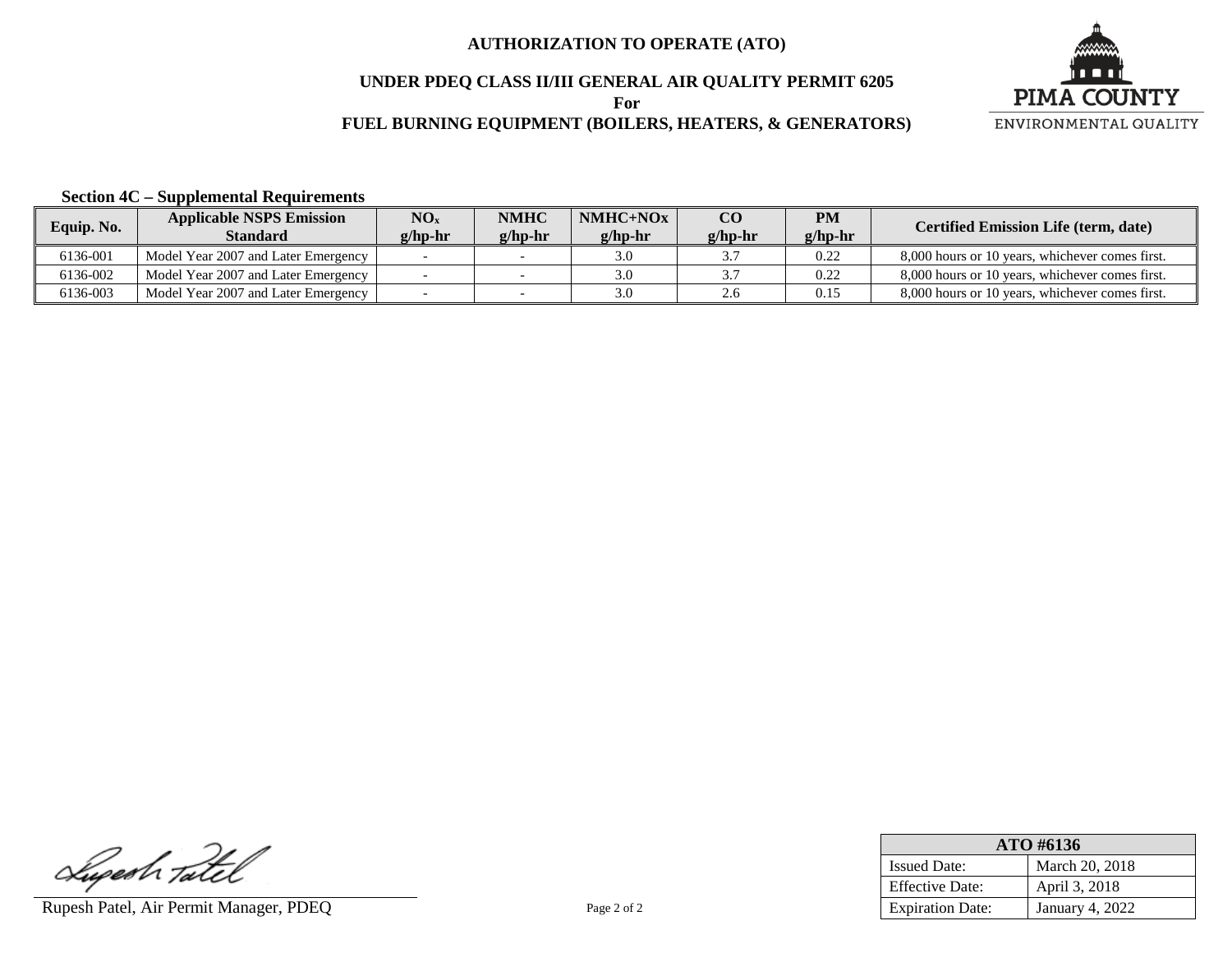**AUTHORIZATION TO OPERATE (ATO)**

**UNDER PDEQ CLASS II/III GENERAL AIR QUALITY PERMIT 6205**

**For**

**FUEL BURNING EQUIPMENT (BOILERS, HEATERS, & GENERATORS)**

PIMA COUNTY
ENVIRONMENTAL QUALITY

**Section 4C – Supplemental Requirements**

| Equip. No. | Applicable NSPS Emission Standard | $NO_x$ g/hp-hr | NMHC g/hp-hr | NMHC+NOx g/hp-hr | CO g/hp-hr | PM g/hp-hr | Certified Emission Life (term, date) |
|---|---|---|---|---|---|---|---|
| 6136-001 | Model Year 2007 and Later Emergency | - | - | 3.0 | 3.7 | 0.22 | 8,000 hours or 10 years, whichever comes first. |
| 6136-002 | Model Year 2007 and Later Emergency | - | - | 3.0 | 3.7 | 0.22 | 8,000 hours or 10 years, whichever comes first. |
| 6136-003 | Model Year 2007 and Later Emergency | - | - | 3.0 | 2.6 | 0.15 | 8,000 hours or 10 years, whichever comes first. |

Rupesh Patel, Air Permit Manager, PDEQ

| ATO #6136 | |
|---|---|
| Issued Date: | March 20, 2018 |
| Effective Date: | April 3, 2018 |
| Expiration Date: | January 4, 2022 |